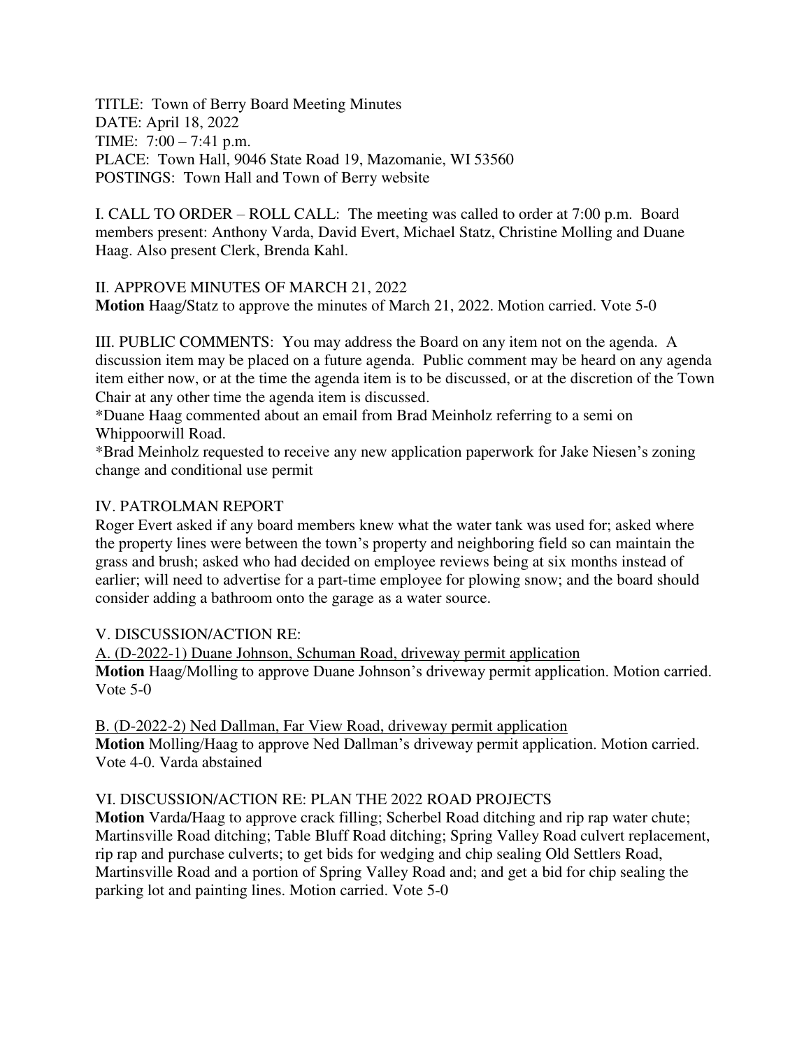TITLE: Town of Berry Board Meeting Minutes
DATE: April 18, 2022
TIME: 7:00 – 7:41 p.m.
PLACE: Town Hall, 9046 State Road 19, Mazomanie, WI 53560
POSTINGS: Town Hall and Town of Berry website

I. CALL TO ORDER – ROLL CALL: The meeting was called to order at 7:00 p.m. Board members present: Anthony Varda, David Evert, Michael Statz, Christine Molling and Duane Haag. Also present Clerk, Brenda Kahl.

II. APPROVE MINUTES OF MARCH 21, 2022
**Motion** Haag/Statz to approve the minutes of March 21, 2022. Motion carried. Vote 5-0

III. PUBLIC COMMENTS: You may address the Board on any item not on the agenda. A discussion item may be placed on a future agenda. Public comment may be heard on any agenda item either now, or at the time the agenda item is to be discussed, or at the discretion of the Town Chair at any other time the agenda item is discussed.
*Duane Haag commented about an email from Brad Meinholz referring to a semi on Whippoorwill Road.
*Brad Meinholz requested to receive any new application paperwork for Jake Niesen's zoning change and conditional use permit

IV. PATROLMAN REPORT
Roger Evert asked if any board members knew what the water tank was used for; asked where the property lines were between the town's property and neighboring field so can maintain the grass and brush; asked who had decided on employee reviews being at six months instead of earlier; will need to advertise for a part-time employee for plowing snow; and the board should consider adding a bathroom onto the garage as a water source.

V. DISCUSSION/ACTION RE:
A. (D-2022-1) Duane Johnson, Schuman Road, driveway permit application
**Motion** Haag/Molling to approve Duane Johnson's driveway permit application. Motion carried. Vote 5-0

B. (D-2022-2) Ned Dallman, Far View Road, driveway permit application
**Motion** Molling/Haag to approve Ned Dallman's driveway permit application. Motion carried. Vote 4-0. Varda abstained

VI. DISCUSSION/ACTION RE: PLAN THE 2022 ROAD PROJECTS
**Motion** Varda/Haag to approve crack filling; Scherbel Road ditching and rip rap water chute; Martinsville Road ditching; Table Bluff Road ditching; Spring Valley Road culvert replacement, rip rap and purchase culverts; to get bids for wedging and chip sealing Old Settlers Road, Martinsville Road and a portion of Spring Valley Road and; and get a bid for chip sealing the parking lot and painting lines. Motion carried. Vote 5-0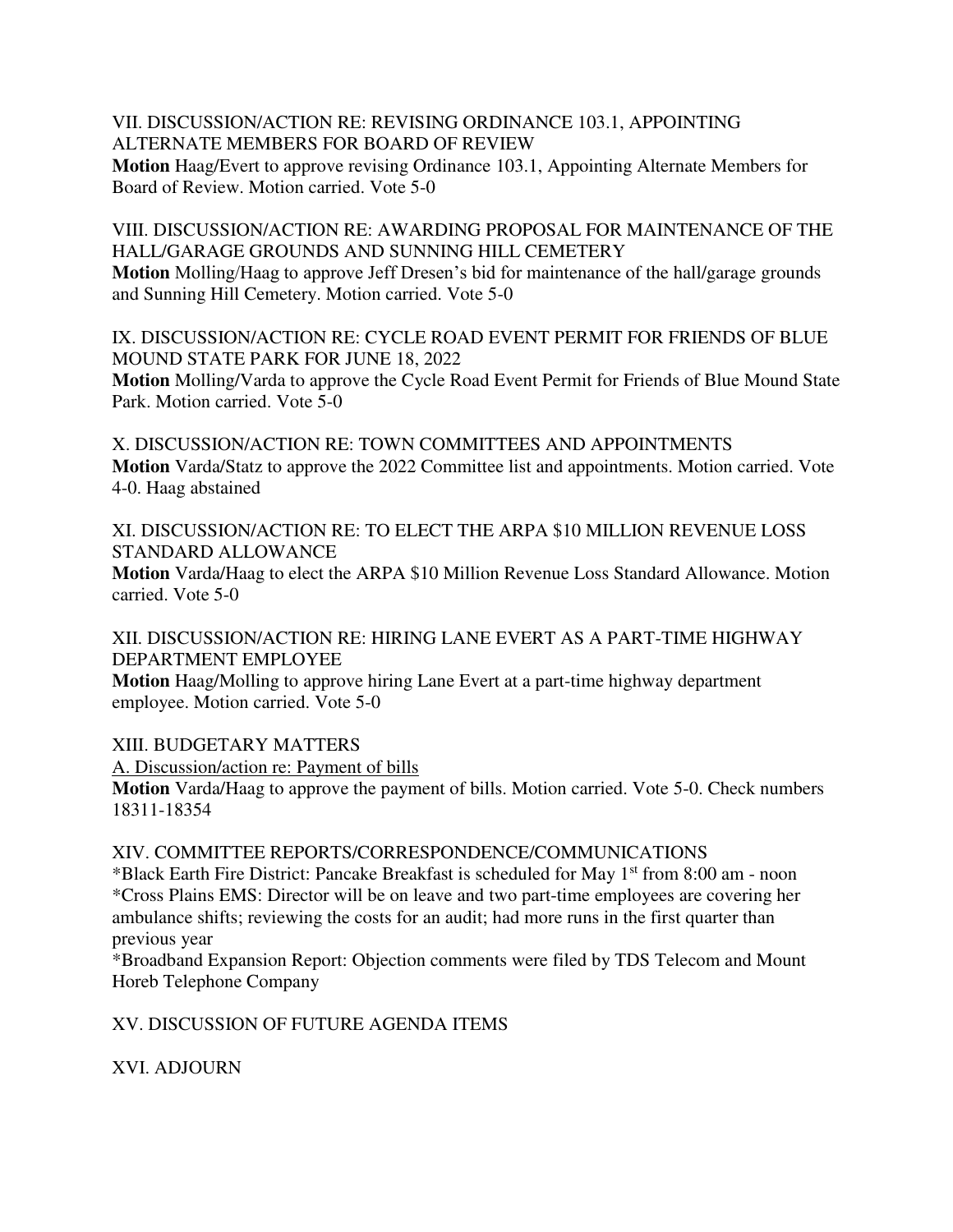VII. DISCUSSION/ACTION RE: REVISING ORDINANCE 103.1, APPOINTING ALTERNATE MEMBERS FOR BOARD OF REVIEW

**Motion** Haag/Evert to approve revising Ordinance 103.1, Appointing Alternate Members for Board of Review. Motion carried. Vote 5-0

VIII. DISCUSSION/ACTION RE: AWARDING PROPOSAL FOR MAINTENANCE OF THE HALL/GARAGE GROUNDS AND SUNNING HILL CEMETERY

**Motion** Molling/Haag to approve Jeff Dresen's bid for maintenance of the hall/garage grounds and Sunning Hill Cemetery. Motion carried. Vote 5-0

IX. DISCUSSION/ACTION RE: CYCLE ROAD EVENT PERMIT FOR FRIENDS OF BLUE MOUND STATE PARK FOR JUNE 18, 2022

**Motion** Molling/Varda to approve the Cycle Road Event Permit for Friends of Blue Mound State Park. Motion carried. Vote 5-0

X. DISCUSSION/ACTION RE: TOWN COMMITTEES AND APPOINTMENTS

**Motion** Varda/Statz to approve the 2022 Committee list and appointments. Motion carried. Vote 4-0. Haag abstained

XI. DISCUSSION/ACTION RE: TO ELECT THE ARPA $10 MILLION REVENUE LOSS STANDARD ALLOWANCE

**Motion** Varda/Haag to elect the ARPA $10 Million Revenue Loss Standard Allowance. Motion carried. Vote 5-0

XII. DISCUSSION/ACTION RE: HIRING LANE EVERT AS A PART-TIME HIGHWAY DEPARTMENT EMPLOYEE

**Motion** Haag/Molling to approve hiring Lane Evert at a part-time highway department employee. Motion carried. Vote 5-0

XIII. BUDGETARY MATTERS

A. Discussion/action re: Payment of bills

**Motion** Varda/Haag to approve the payment of bills. Motion carried. Vote 5-0. Check numbers 18311-18354

XIV. COMMITTEE REPORTS/CORRESPONDENCE/COMMUNICATIONS

*Black Earth Fire District: Pancake Breakfast is scheduled for May 1st from 8:00 am - noon

*Cross Plains EMS: Director will be on leave and two part-time employees are covering her ambulance shifts; reviewing the costs for an audit; had more runs in the first quarter than previous year

*Broadband Expansion Report: Objection comments were filed by TDS Telecom and Mount Horeb Telephone Company

XV. DISCUSSION OF FUTURE AGENDA ITEMS

XVI. ADJOURN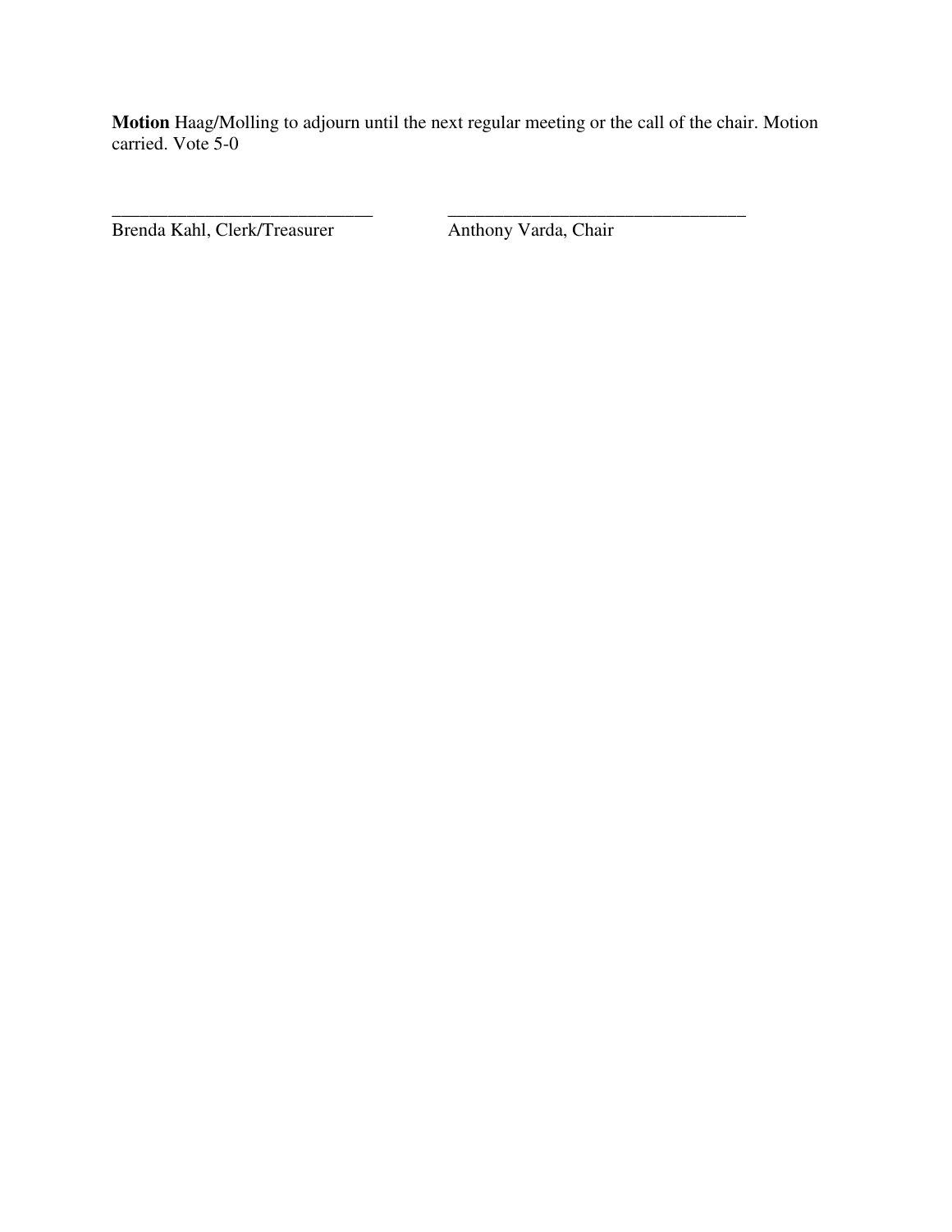**Motion** Haag/Molling to adjourn until the next regular meeting or the call of the chair. Motion carried. Vote 5-0

| | |
|---|---|
| ___________________________ | ________________________________ |
| Brenda Kahl, Clerk/Treasurer | Anthony Varda, Chair |